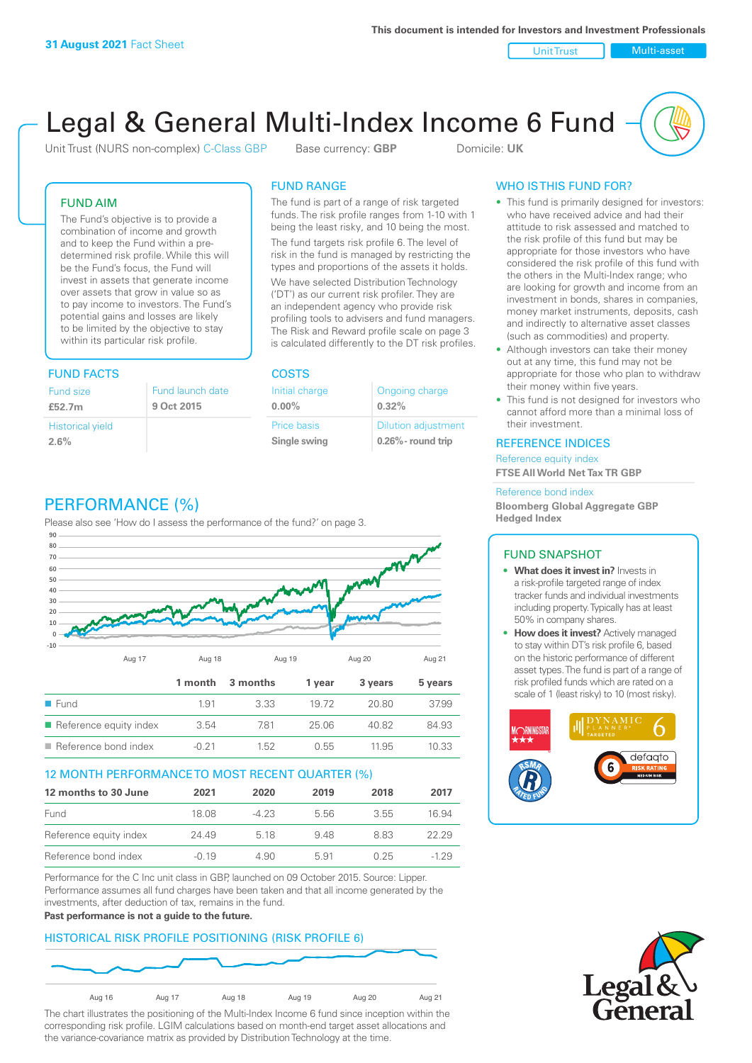**31 August 2021** Fact Sheet

This document is intended for Investors and Investment Professionals

Unit Trust | Multi-asset

# Legal & General Multi-Index Income 6 Fund

Unit Trust (NURS non-complex) C-Class GBP    Base currency: **GBP**    Domicile: **UK**

## FUND AIM

The Fund's objective is to provide a combination of income and growth and to keep the Fund within a pre-determined risk profile. While this will be the Fund's focus, the Fund will invest in assets that generate income over assets that grow in value so as to pay income to investors. The Fund's potential gains and losses are likely to be limited by the objective to stay within its particular risk profile.

## FUND RANGE

The fund is part of a range of risk targeted funds. The risk profile ranges from 1-10 with 1 being the least risky, and 10 being the most.

The fund targets risk profile 6. The level of risk in the fund is managed by restricting the types and proportions of the assets it holds.

We have selected Distribution Technology ('DT') as our current risk profiler. They are an independent agency who provide risk profiling tools to advisers and fund managers. The Risk and Reward profile scale on page 3 is calculated differently to the DT risk profiles.

## FUND FACTS

| Fund size | Fund launch date |
|---|---|
| **£52.7m** | **9 Oct 2015** |
| Historical yield | |
| **2.6%** | |

## COSTS

| Initial charge | Ongoing charge |
|---|---|
| **0.00%** | **0.32%** |
| Price basis | Dilution adjustment |
| **Single swing** | **0.26%- round trip** |

## WHO IS THIS FUND FOR?

- This fund is primarily designed for investors: who have received advice and had their attitude to risk assessed and matched to the risk profile of this fund but may be appropriate for those investors who have considered the risk profile of this fund with the others in the Multi-Index range; who are looking for growth and income from an investment in bonds, shares in companies, money market instruments, deposits, cash and indirectly to alternative asset classes (such as commodities) and property.
- Although investors can take their money out at any time, this fund may not be appropriate for those who plan to withdraw their money within five years.
- This fund is not designed for investors who cannot afford more than a minimal loss of their investment.

## REFERENCE INDICES

Reference equity index
**FTSE All World Net Tax TR GBP**

Reference bond index
**Bloomberg Global Aggregate GBP Hedged Index**

## PERFORMANCE (%)

Please also see 'How do I assess the performance of the fund?' on page 3.

| | 1 month | 3 months | 1 year | 3 years | 5 years |
|---|---|---|---|---|---|
| Fund | 1.91 | 3.33 | 19.72 | 20.80 | 37.99 |
| Reference equity index | 3.54 | 7.81 | 25.06 | 40.82 | 84.93 |
| Reference bond index | -0.21 | 1.52 | 0.55 | 11.95 | 10.33 |

## 12 MONTH PERFORMANCE TO MOST RECENT QUARTER (%)

| 12 months to 30 June | 2021 | 2020 | 2019 | 2018 | 2017 |
|---|---|---|---|---|---|
| Fund | 18.08 | -4.23 | 5.56 | 3.55 | 16.94 |
| Reference equity index | 24.49 | 5.18 | 9.48 | 8.83 | 22.29 |
| Reference bond index | -0.19 | 4.90 | 5.91 | 0.25 | -1.29 |

Performance for the C Inc unit class in GBP, launched on 09 October 2015. Source: Lipper. Performance assumes all fund charges have been taken and that all income generated by the investments, after deduction of tax, remains in the fund.

**Past performance is not a guide to the future.**

## HISTORICAL RISK PROFILE POSITIONING (RISK PROFILE 6)

The chart illustrates the positioning of the Multi-Index Income 6 fund since inception within the corresponding risk profile. LGIM calculations based on month-end target asset allocations and the variance-covariance matrix as provided by Distribution Technology at the time.

## FUND SNAPSHOT

- **What does it invest in?** Invests in a risk-profile targeted range of index tracker funds and individual investments including property. Typically has at least 50% in company shares.
- **How does it invest?** Actively managed to stay within DT's risk profile 6, based on the historic performance of different asset types. The fund is part of a range of risk profiled funds which are rated on a scale of 1 (least risky) to 10 (most risky).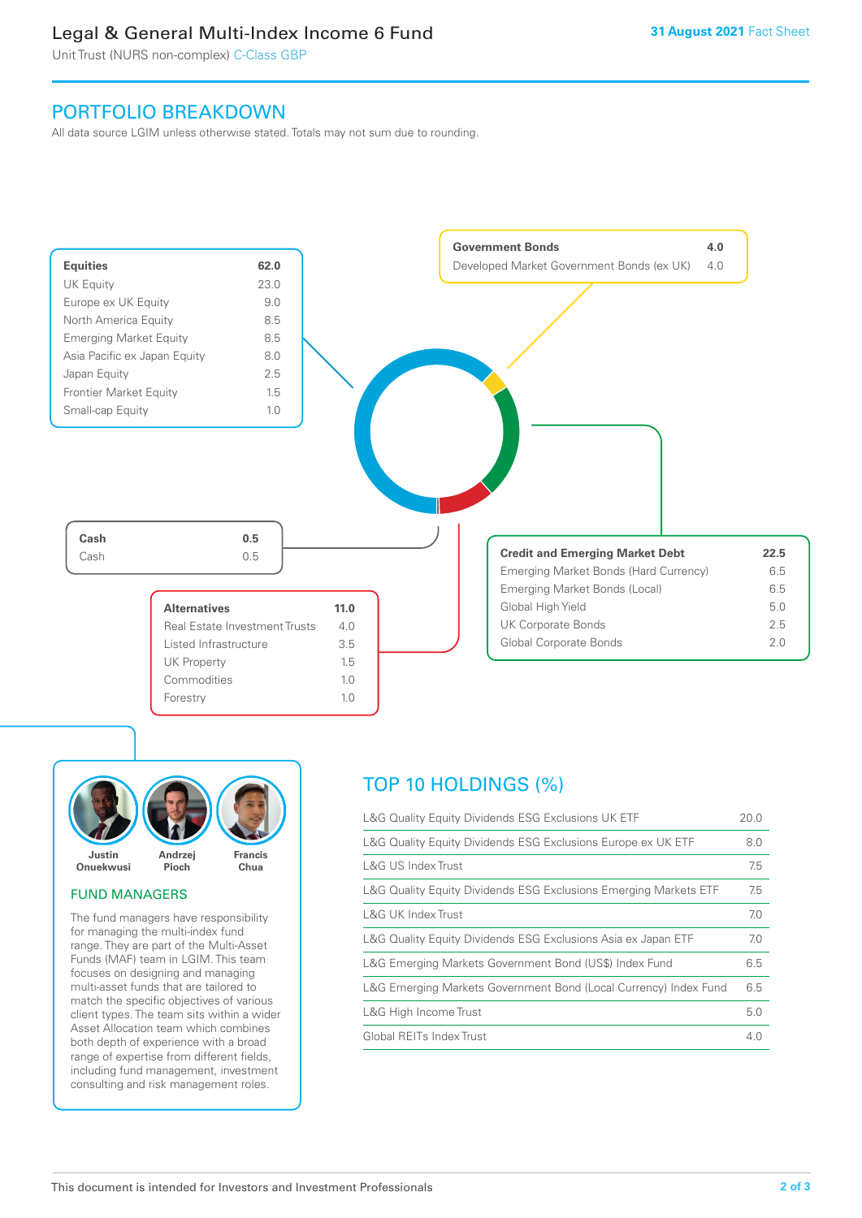# Legal & General Multi-Index Income 6 Fund

Unit Trust (NURS non-complex) C-Class GBP

**31 August 2021** Fact Sheet

## PORTFOLIO BREAKDOWN

All data source LGIM unless otherwise stated. Totals may not sum due to rounding.

| Equities | 62.0 |
|---|---|
| UK Equity | 23.0 |
| Europe ex UK Equity | 9.0 |
| North America Equity | 8.5 |
| Emerging Market Equity | 8.5 |
| Asia Pacific ex Japan Equity | 8.0 |
| Japan Equity | 2.5 |
| Frontier Market Equity | 1.5 |
| Small-cap Equity | 1.0 |

| Government Bonds | 4.0 |
|---|---|
| Developed Market Government Bonds (ex UK) | 4.0 |

| Cash | 0.5 |
|---|---|
| Cash | 0.5 |

| Credit and Emerging Market Debt | 22.5 |
|---|---|
| Emerging Market Bonds (Hard Currency) | 6.5 |
| Emerging Market Bonds (Local) | 6.5 |
| Global High Yield | 5.0 |
| UK Corporate Bonds | 2.5 |
| Global Corporate Bonds | 2.0 |

| Alternatives | 11.0 |
|---|---|
| Real Estate Investment Trusts | 4.0 |
| Listed Infrastructure | 3.5 |
| UK Property | 1.5 |
| Commodities | 1.0 |
| Forestry | 1.0 |

Justin Onuekwusi, Andrzej Pioch, Francis Chua

### FUND MANAGERS

The fund managers have responsibility for managing the multi-index fund range. They are part of the Multi-Asset Funds (MAF) team in LGIM. This team focuses on designing and managing multi-asset funds that are tailored to match the specific objectives of various client types. The team sits within a wider Asset Allocation team which combines both depth of experience with a broad range of expertise from different fields, including fund management, investment consulting and risk management roles.

## TOP 10 HOLDINGS (%)

| Holding | % |
|---|---|
| L&G Quality Equity Dividends ESG Exclusions UK ETF | 20.0 |
| L&G Quality Equity Dividends ESG Exclusions Europe ex UK ETF | 8.0 |
| L&G US Index Trust | 7.5 |
| L&G Quality Equity Dividends ESG Exclusions Emerging Markets ETF | 7.5 |
| L&G UK Index Trust | 7.0 |
| L&G Quality Equity Dividends ESG Exclusions Asia ex Japan ETF | 7.0 |
| L&G Emerging Markets Government Bond (US$) Index Fund | 6.5 |
| L&G Emerging Markets Government Bond (Local Currency) Index Fund | 6.5 |
| L&G High Income Trust | 5.0 |
| Global REITs Index Trust | 4.0 |

This document is intended for Investors and Investment Professionals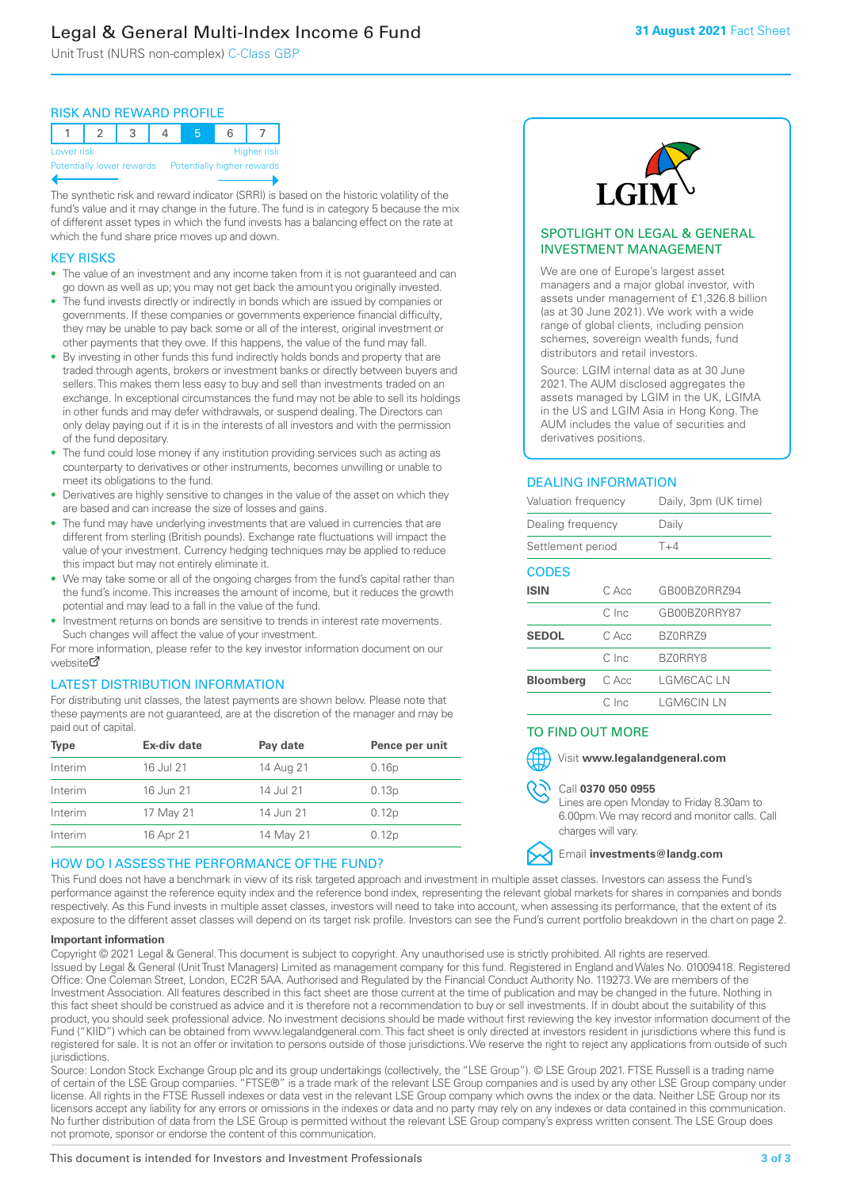# Legal & General Multi-Index Income 6 Fund

Unit Trust (NURS non-complex) C-Class GBP

**31 August 2021** Fact Sheet

## RISK AND REWARD PROFILE

| 1 | 2 | 3 | 4 | 5 | 6 | 7 |
|---|---|---|---|---|---|---|

Lower risk — Higher risk

Potentially lower rewards — Potentially higher rewards

The synthetic risk and reward indicator (SRRI) is based on the historic volatility of the fund's value and it may change in the future. The fund is in category 5 because the mix of different asset types in which the fund invests has a balancing effect on the rate at which the fund share price moves up and down.

## KEY RISKS

- The value of an investment and any income taken from it is not guaranteed and can go down as well as up; you may not get back the amount you originally invested.
- The fund invests directly or indirectly in bonds which are issued by companies or governments. If these companies or governments experience financial difficulty, they may be unable to pay back some or all of the interest, original investment or other payments that they owe. If this happens, the value of the fund may fall.
- By investing in other funds this fund indirectly holds bonds and property that are traded through agents, brokers or investment banks or directly between buyers and sellers. This makes them less easy to buy and sell than investments traded on an exchange. In exceptional circumstances the fund may not be able to sell its holdings in other funds and may defer withdrawals, or suspend dealing. The Directors can only delay paying out if it is in the interests of all investors and with the permission of the fund depositary.
- The fund could lose money if any institution providing services such as acting as counterparty to derivatives or other instruments, becomes unwilling or unable to meet its obligations to the fund.
- Derivatives are highly sensitive to changes in the value of the asset on which they are based and can increase the size of losses and gains.
- The fund may have underlying investments that are valued in currencies that are different from sterling (British pounds). Exchange rate fluctuations will impact the value of your investment. Currency hedging techniques may be applied to reduce this impact but may not entirely eliminate it.
- We may take some or all of the ongoing charges from the fund's capital rather than the fund's income. This increases the amount of income, but it reduces the growth potential and may lead to a fall in the value of the fund.
- Investment returns on bonds are sensitive to trends in interest rate movements. Such changes will affect the value of your investment.

For more information, please refer to the key investor information document on our website

## LATEST DISTRIBUTION INFORMATION

For distributing unit classes, the latest payments are shown below. Please note that these payments are not guaranteed, are at the discretion of the manager and may be paid out of capital.

| Type | Ex-div date | Pay date | Pence per unit |
|---|---|---|---|
| Interim | 16 Jul 21 | 14 Aug 21 | 0.16p |
| Interim | 16 Jun 21 | 14 Jul 21 | 0.13p |
| Interim | 17 May 21 | 14 Jun 21 | 0.12p |
| Interim | 16 Apr 21 | 14 May 21 | 0.12p |

## SPOTLIGHT ON LEGAL & GENERAL INVESTMENT MANAGEMENT

We are one of Europe's largest asset managers and a major global investor, with assets under management of £1,326.8 billion (as at 30 June 2021). We work with a wide range of global clients, including pension schemes, sovereign wealth funds, fund distributors and retail investors.

Source: LGIM internal data as at 30 June 2021. The AUM disclosed aggregates the assets managed by LGIM in the UK, LGIMA in the US and LGIM Asia in Hong Kong. The AUM includes the value of securities and derivatives positions.

## DEALING INFORMATION

| | |
|---|---|
| Valuation frequency | Daily, 3pm (UK time) |
| Dealing frequency | Daily |
| Settlement period | T+4 |

## CODES

| | | |
|---|---|---|
| **ISIN** | C Acc | GB00BZ0RRZ94 |
| | C Inc | GB00BZ0RRY87 |
| **SEDOL** | C Acc | BZ0RRZ9 |
| | C Inc | BZ0RRY8 |
| **Bloomberg** | C Acc | LGM6CAC LN |
| | C Inc | LGM6CIN LN |

## TO FIND OUT MORE

Visit **www.legalandgeneral.com**

Call **0370 050 0955**
Lines are open Monday to Friday 8.30am to 6.00pm. We may record and monitor calls. Call charges will vary.

Email **investments@landg.com**

## HOW DO I ASSESS THE PERFORMANCE OF THE FUND?

This Fund does not have a benchmark in view of its risk targeted approach and investment in multiple asset classes. Investors can assess the Fund's performance against the reference equity index and the reference bond index, representing the relevant global markets for shares in companies and bonds respectively. As this Fund invests in multiple asset classes, investors will need to take into account, when assessing its performance, that the extent of its exposure to the different asset classes will depend on its target risk profile. Investors can see the Fund's current portfolio breakdown in the chart on page 2.

#### Important information

Copyright © 2021 Legal & General. This document is subject to copyright. Any unauthorised use is strictly prohibited. All rights are reserved.
Issued by Legal & General (Unit Trust Managers) Limited as management company for this fund. Registered in England and Wales No. 01009418. Registered Office: One Coleman Street, London, EC2R 5AA. Authorised and Regulated by the Financial Conduct Authority No. 119273. We are members of the Investment Association. All features described in this fact sheet are those current at the time of publication and may be changed in the future. Nothing in this fact sheet should be construed as advice and it is therefore not a recommendation to buy or sell investments. If in doubt about the suitability of this product, you should seek professional advice. No investment decisions should be made without first reviewing the key investor information document of the Fund ("KIID") which can be obtained from www.legalandgeneral.com. This fact sheet is only directed at investors resident in jurisdictions where this fund is registered for sale. It is not an offer or invitation to persons outside of those jurisdictions. We reserve the right to reject any applications from outside of such jurisdictions.

Source: London Stock Exchange Group plc and its group undertakings (collectively, the "LSE Group"). © LSE Group 2021. FTSE Russell is a trading name of certain of the LSE Group companies. "FTSE®" is a trade mark of the relevant LSE Group companies and is used by any other LSE Group company under license. All rights in the FTSE Russell indexes or data vest in the relevant LSE Group company which owns the index or the data. Neither LSE Group nor its licensors accept any liability for any errors or omissions in the indexes or data and no party may rely on any indexes or data contained in this communication. No further distribution of data from the LSE Group is permitted without the relevant LSE Group company's express written consent. The LSE Group does not promote, sponsor or endorse the content of this communication.

This document is intended for Investors and Investment Professionals